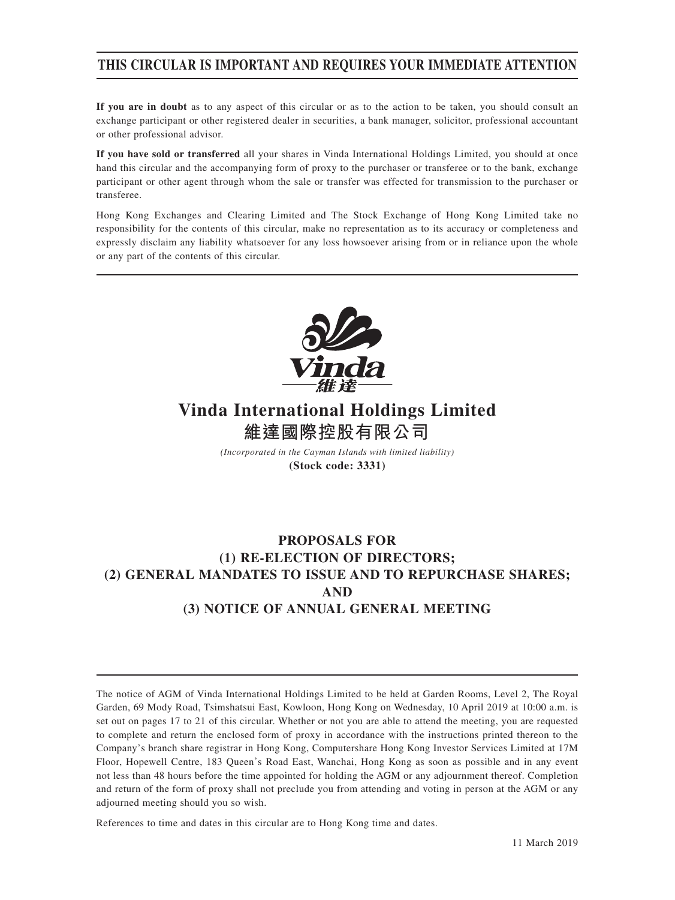# THIS CIRCULAR IS IMPORTANT AND REQUIRES YOUR IMMEDIATE ATTENTION

**If you are in doubt** as to any aspect of this circular or as to the action to be taken, you should consult an exchange participant or other registered dealer in securities, a bank manager, solicitor, professional accountant or other professional advisor.

**If you have sold or transferred** all your shares in Vinda International Holdings Limited, you should at once hand this circular and the accompanying form of proxy to the purchaser or transferee or to the bank, exchange participant or other agent through whom the sale or transfer was effected for transmission to the purchaser or transferee.

Hong Kong Exchanges and Clearing Limited and The Stock Exchange of Hong Kong Limited take no responsibility for the contents of this circular, make no representation as to its accuracy or completeness and expressly disclaim any liability whatsoever for any loss howsoever arising from or in reliance upon the whole or any part of the contents of this circular.

Vinda 維達

# Vinda International Holdings Limited
# 維達國際控股有限公司

*(Incorporated in the Cayman Islands with limited liability)*

**(Stock code: 3331)**

## PROPOSALS FOR (1) RE-ELECTION OF DIRECTORS; (2) GENERAL MANDATES TO ISSUE AND TO REPURCHASE SHARES; AND (3) NOTICE OF ANNUAL GENERAL MEETING

The notice of AGM of Vinda International Holdings Limited to be held at Garden Rooms, Level 2, The Royal Garden, 69 Mody Road, Tsimshatsui East, Kowloon, Hong Kong on Wednesday, 10 April 2019 at 10:00 a.m. is set out on pages 17 to 21 of this circular. Whether or not you are able to attend the meeting, you are requested to complete and return the enclosed form of proxy in accordance with the instructions printed thereon to the Company's branch share registrar in Hong Kong, Computershare Hong Kong Investor Services Limited at 17M Floor, Hopewell Centre, 183 Queen's Road East, Wanchai, Hong Kong as soon as possible and in any event not less than 48 hours before the time appointed for holding the AGM or any adjournment thereof. Completion and return of the form of proxy shall not preclude you from attending and voting in person at the AGM or any adjourned meeting should you so wish.

References to time and dates in this circular are to Hong Kong time and dates.

11 March 2019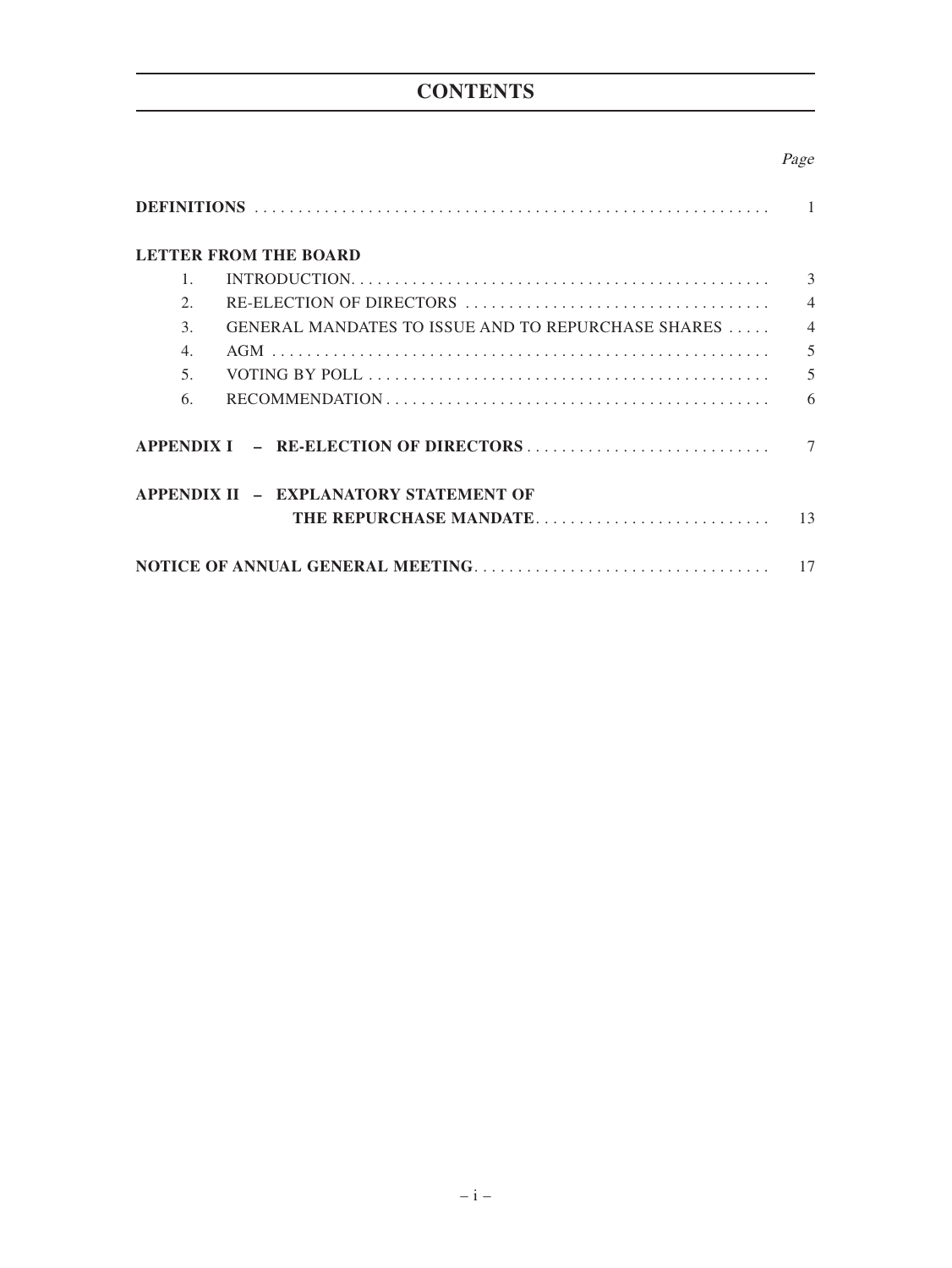# CONTENTS

| | Page |
|---|---|
| **DEFINITIONS** | 1 |
| **LETTER FROM THE BOARD** | |
| 1. INTRODUCTION | 3 |
| 2. RE-ELECTION OF DIRECTORS | 4 |
| 3. GENERAL MANDATES TO ISSUE AND TO REPURCHASE SHARES | 4 |
| 4. AGM | 5 |
| 5. VOTING BY POLL | 5 |
| 6. RECOMMENDATION | 6 |
| **APPENDIX I – RE-ELECTION OF DIRECTORS** | 7 |
| **APPENDIX II – EXPLANATORY STATEMENT OF THE REPURCHASE MANDATE** | 13 |
| **NOTICE OF ANNUAL GENERAL MEETING** | 17 |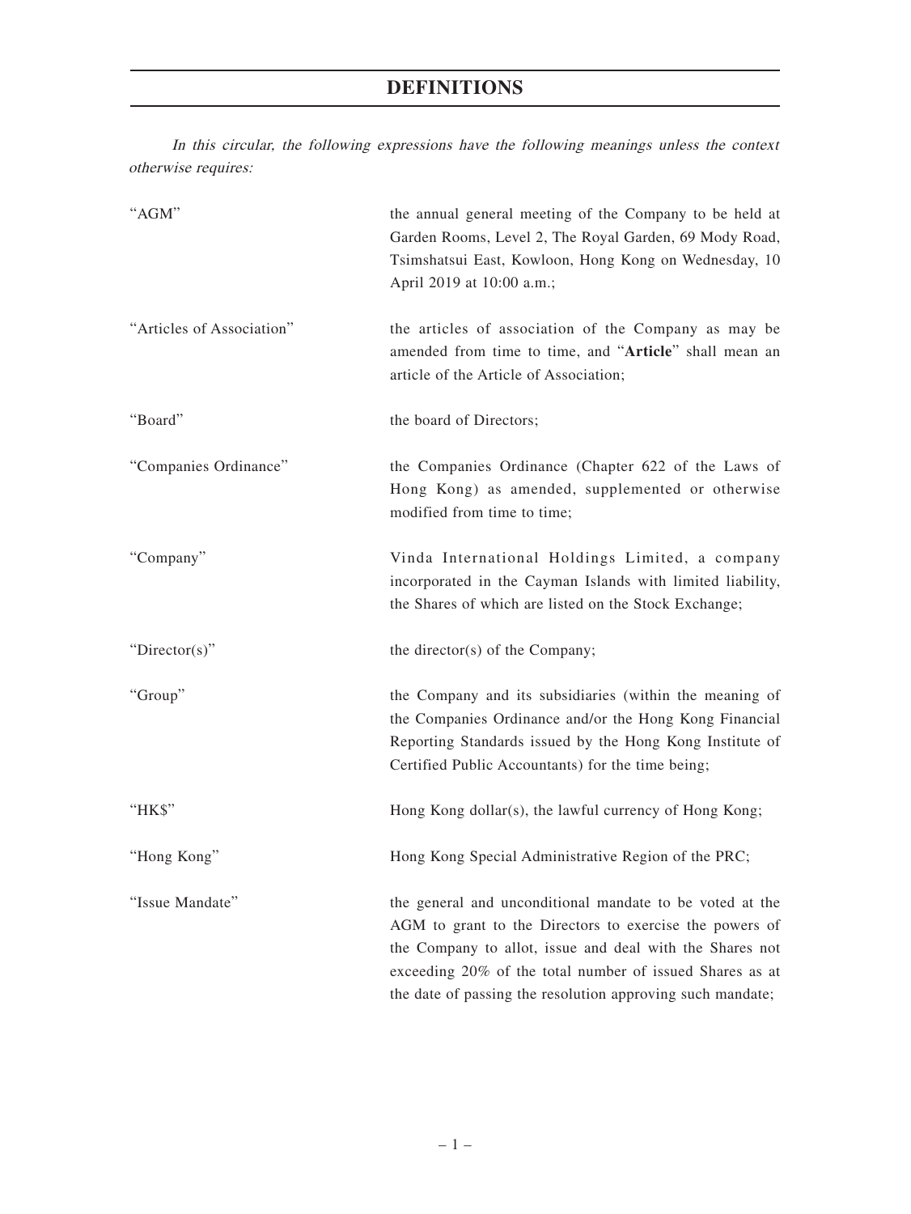# DEFINITIONS

*In this circular, the following expressions have the following meanings unless the context otherwise requires:*

| | |
|---|---|
| "AGM" | the annual general meeting of the Company to be held at Garden Rooms, Level 2, The Royal Garden, 69 Mody Road, Tsimshatsui East, Kowloon, Hong Kong on Wednesday, 10 April 2019 at 10:00 a.m.; |
| "Articles of Association" | the articles of association of the Company as may be amended from time to time, and "**Article**" shall mean an article of the Article of Association; |
| "Board" | the board of Directors; |
| "Companies Ordinance" | the Companies Ordinance (Chapter 622 of the Laws of Hong Kong) as amended, supplemented or otherwise modified from time to time; |
| "Company" | Vinda International Holdings Limited, a company incorporated in the Cayman Islands with limited liability, the Shares of which are listed on the Stock Exchange; |
| "Director(s)" | the director(s) of the Company; |
| "Group" | the Company and its subsidiaries (within the meaning of the Companies Ordinance and/or the Hong Kong Financial Reporting Standards issued by the Hong Kong Institute of Certified Public Accountants) for the time being; |
| "HK$" | Hong Kong dollar(s), the lawful currency of Hong Kong; |
| "Hong Kong" | Hong Kong Special Administrative Region of the PRC; |
| "Issue Mandate" | the general and unconditional mandate to be voted at the AGM to grant to the Directors to exercise the powers of the Company to allot, issue and deal with the Shares not exceeding 20% of the total number of issued Shares as at the date of passing the resolution approving such mandate; |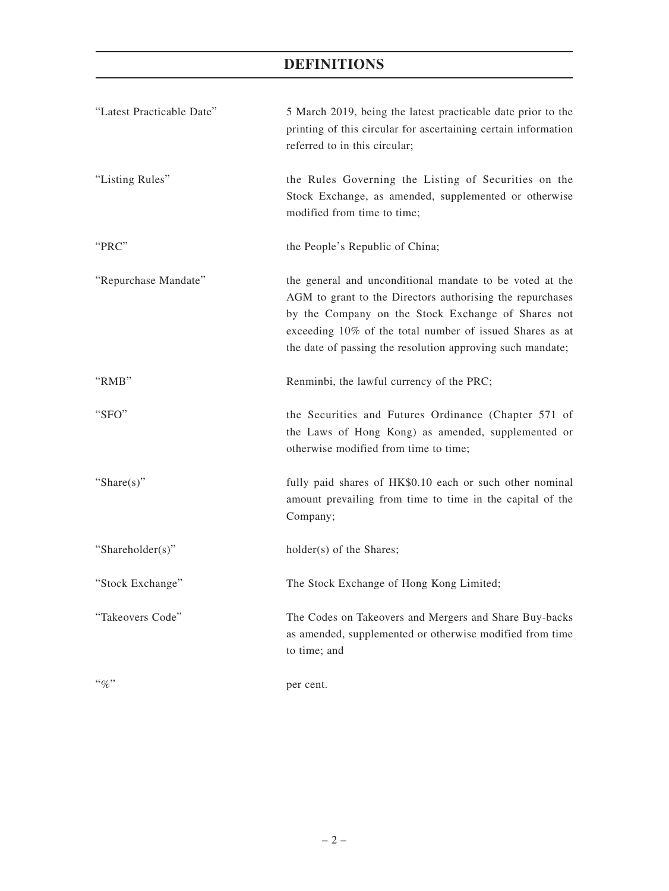# DEFINITIONS

| | |
|---|---|
| "Latest Practicable Date" | 5 March 2019, being the latest practicable date prior to the printing of this circular for ascertaining certain information referred to in this circular; |
| "Listing Rules" | the Rules Governing the Listing of Securities on the Stock Exchange, as amended, supplemented or otherwise modified from time to time; |
| "PRC" | the People's Republic of China; |
| "Repurchase Mandate" | the general and unconditional mandate to be voted at the AGM to grant to the Directors authorising the repurchases by the Company on the Stock Exchange of Shares not exceeding 10% of the total number of issued Shares as at the date of passing the resolution approving such mandate; |
| "RMB" | Renminbi, the lawful currency of the PRC; |
| "SFO" | the Securities and Futures Ordinance (Chapter 571 of the Laws of Hong Kong) as amended, supplemented or otherwise modified from time to time; |
| "Share(s)" | fully paid shares of HK$0.10 each or such other nominal amount prevailing from time to time in the capital of the Company; |
| "Shareholder(s)" | holder(s) of the Shares; |
| "Stock Exchange" | The Stock Exchange of Hong Kong Limited; |
| "Takeovers Code" | The Codes on Takeovers and Mergers and Share Buy-backs as amended, supplemented or otherwise modified from time to time; and |
| "%" | per cent. |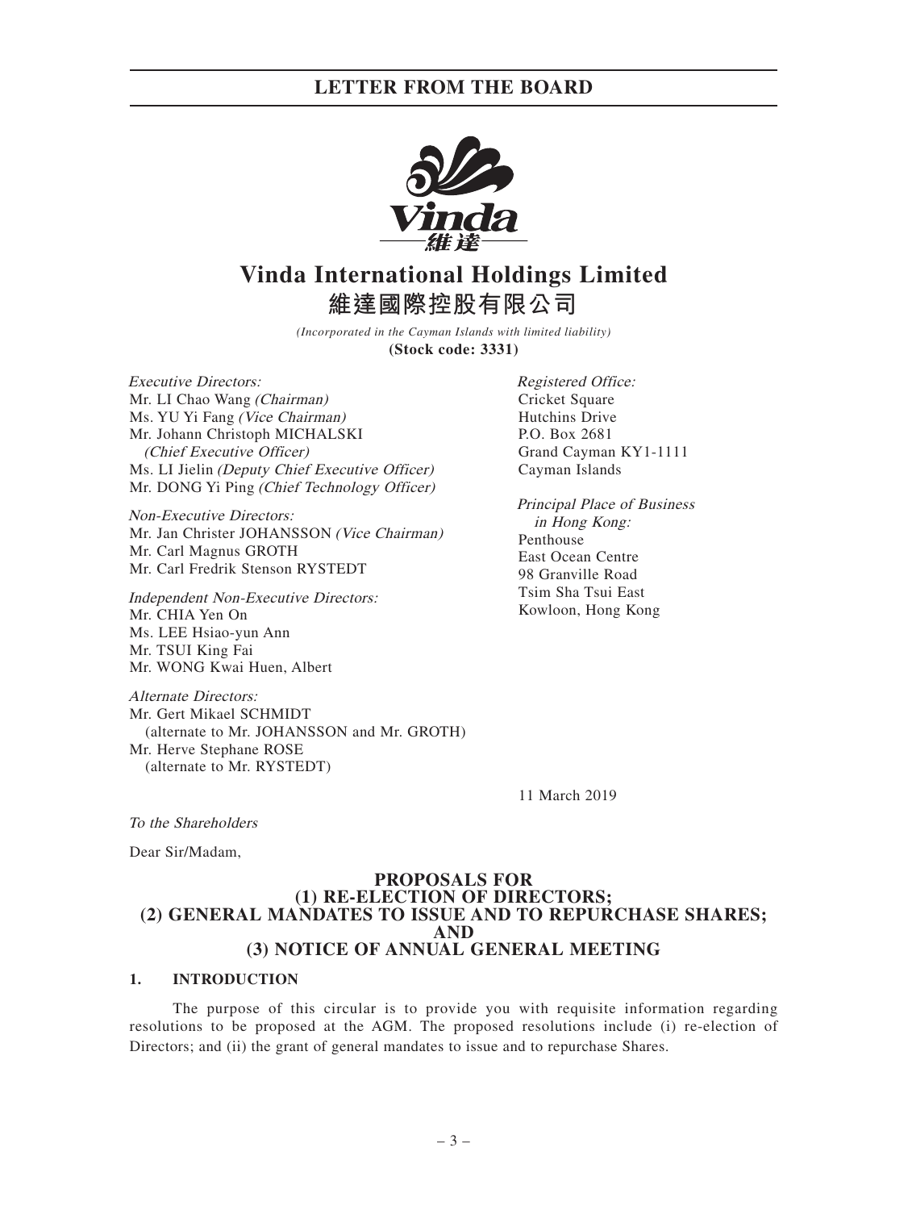# Vinda International Holdings Limited
# 維達國際控股有限公司

*(Incorporated in the Cayman Islands with limited liability)*
**(Stock code: 3331)**

*Executive Directors:*
Mr. LI Chao Wang *(Chairman)*
Ms. YU Yi Fang *(Vice Chairman)*
Mr. Johann Christoph MICHALSKI *(Chief Executive Officer)*
Ms. LI Jielin *(Deputy Chief Executive Officer)*
Mr. DONG Yi Ping *(Chief Technology Officer)*

*Non-Executive Directors:*
Mr. Jan Christer JOHANSSON *(Vice Chairman)*
Mr. Carl Magnus GROTH
Mr. Carl Fredrik Stenson RYSTEDT

*Independent Non-Executive Directors:*
Mr. CHIA Yen On
Ms. LEE Hsiao-yun Ann
Mr. TSUI King Fai
Mr. WONG Kwai Huen, Albert

*Alternate Directors:*
Mr. Gert Mikael SCHMIDT (alternate to Mr. JOHANSSON and Mr. GROTH)
Mr. Herve Stephane ROSE (alternate to Mr. RYSTEDT)

*Registered Office:*
Cricket Square
Hutchins Drive
P.O. Box 2681
Grand Cayman KY1-1111
Cayman Islands

*Principal Place of Business in Hong Kong:*
Penthouse
East Ocean Centre
98 Granville Road
Tsim Sha Tsui East
Kowloon, Hong Kong

11 March 2019

*To the Shareholders*

Dear Sir/Madam,

## PROPOSALS FOR (1) RE-ELECTION OF DIRECTORS; (2) GENERAL MANDATES TO ISSUE AND TO REPURCHASE SHARES; AND (3) NOTICE OF ANNUAL GENERAL MEETING

### 1. INTRODUCTION

The purpose of this circular is to provide you with requisite information regarding resolutions to be proposed at the AGM. The proposed resolutions include (i) re-election of Directors; and (ii) the grant of general mandates to issue and to repurchase Shares.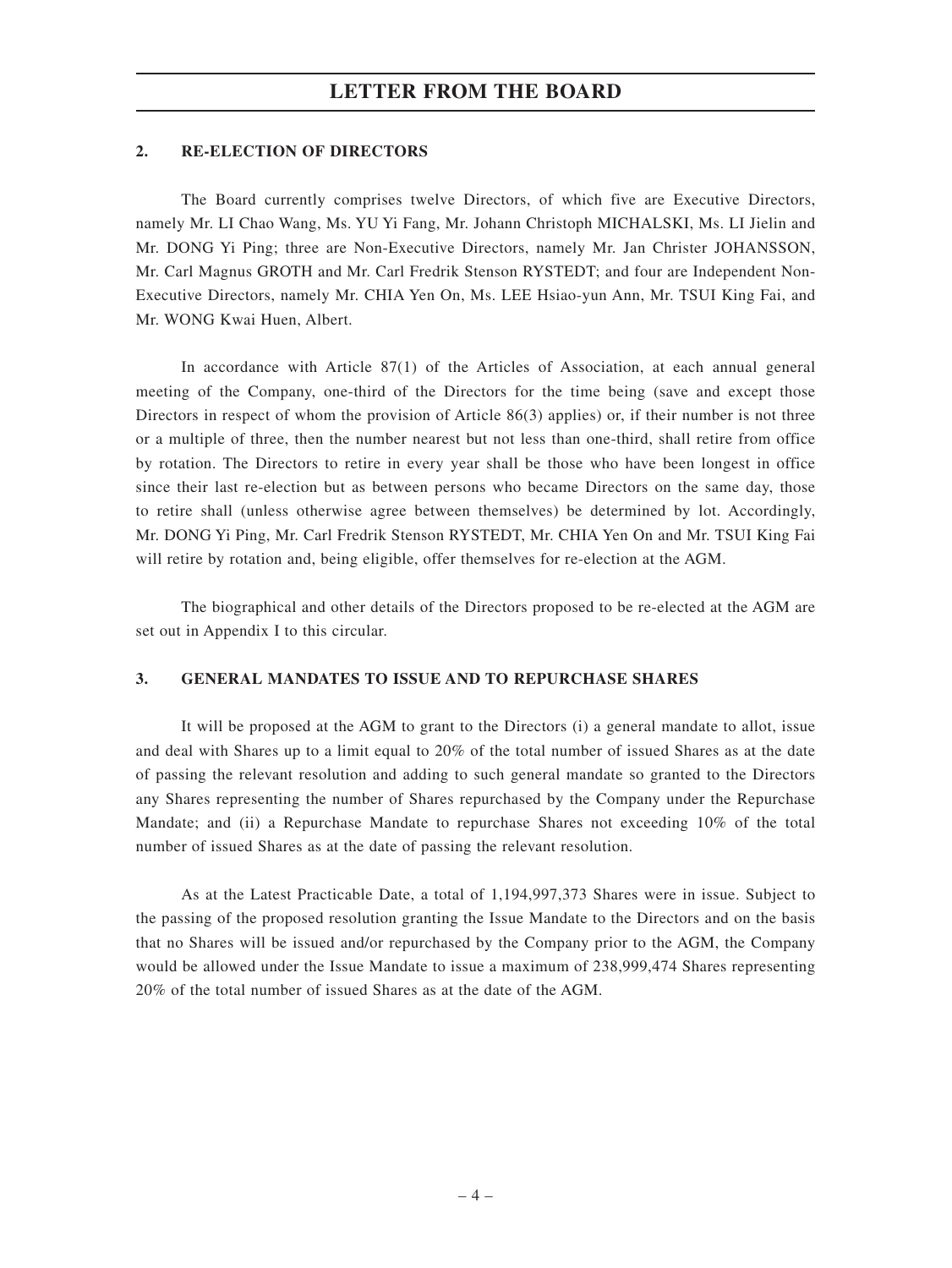## 2. RE-ELECTION OF DIRECTORS

The Board currently comprises twelve Directors, of which five are Executive Directors, namely Mr. LI Chao Wang, Ms. YU Yi Fang, Mr. Johann Christoph MICHALSKI, Ms. LI Jielin and Mr. DONG Yi Ping; three are Non-Executive Directors, namely Mr. Jan Christer JOHANSSON, Mr. Carl Magnus GROTH and Mr. Carl Fredrik Stenson RYSTEDT; and four are Independent Non-Executive Directors, namely Mr. CHIA Yen On, Ms. LEE Hsiao-yun Ann, Mr. TSUI King Fai, and Mr. WONG Kwai Huen, Albert.

In accordance with Article 87(1) of the Articles of Association, at each annual general meeting of the Company, one-third of the Directors for the time being (save and except those Directors in respect of whom the provision of Article 86(3) applies) or, if their number is not three or a multiple of three, then the number nearest but not less than one-third, shall retire from office by rotation. The Directors to retire in every year shall be those who have been longest in office since their last re-election but as between persons who became Directors on the same day, those to retire shall (unless otherwise agree between themselves) be determined by lot. Accordingly, Mr. DONG Yi Ping, Mr. Carl Fredrik Stenson RYSTEDT, Mr. CHIA Yen On and Mr. TSUI King Fai will retire by rotation and, being eligible, offer themselves for re-election at the AGM.

The biographical and other details of the Directors proposed to be re-elected at the AGM are set out in Appendix I to this circular.

## 3. GENERAL MANDATES TO ISSUE AND TO REPURCHASE SHARES

It will be proposed at the AGM to grant to the Directors (i) a general mandate to allot, issue and deal with Shares up to a limit equal to 20% of the total number of issued Shares as at the date of passing the relevant resolution and adding to such general mandate so granted to the Directors any Shares representing the number of Shares repurchased by the Company under the Repurchase Mandate; and (ii) a Repurchase Mandate to repurchase Shares not exceeding 10% of the total number of issued Shares as at the date of passing the relevant resolution.

As at the Latest Practicable Date, a total of 1,194,997,373 Shares were in issue. Subject to the passing of the proposed resolution granting the Issue Mandate to the Directors and on the basis that no Shares will be issued and/or repurchased by the Company prior to the AGM, the Company would be allowed under the Issue Mandate to issue a maximum of 238,999,474 Shares representing 20% of the total number of issued Shares as at the date of the AGM.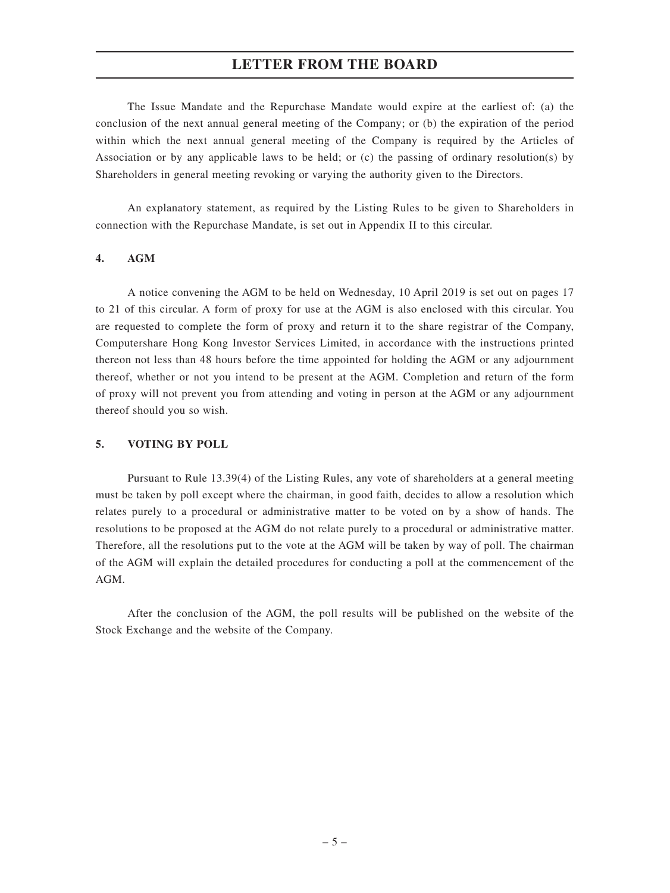The Issue Mandate and the Repurchase Mandate would expire at the earliest of: (a) the conclusion of the next annual general meeting of the Company; or (b) the expiration of the period within which the next annual general meeting of the Company is required by the Articles of Association or by any applicable laws to be held; or (c) the passing of ordinary resolution(s) by Shareholders in general meeting revoking or varying the authority given to the Directors.

An explanatory statement, as required by the Listing Rules to be given to Shareholders in connection with the Repurchase Mandate, is set out in Appendix II to this circular.

## 4. AGM

A notice convening the AGM to be held on Wednesday, 10 April 2019 is set out on pages 17 to 21 of this circular. A form of proxy for use at the AGM is also enclosed with this circular. You are requested to complete the form of proxy and return it to the share registrar of the Company, Computershare Hong Kong Investor Services Limited, in accordance with the instructions printed thereon not less than 48 hours before the time appointed for holding the AGM or any adjournment thereof, whether or not you intend to be present at the AGM. Completion and return of the form of proxy will not prevent you from attending and voting in person at the AGM or any adjournment thereof should you so wish.

## 5. VOTING BY POLL

Pursuant to Rule 13.39(4) of the Listing Rules, any vote of shareholders at a general meeting must be taken by poll except where the chairman, in good faith, decides to allow a resolution which relates purely to a procedural or administrative matter to be voted on by a show of hands. The resolutions to be proposed at the AGM do not relate purely to a procedural or administrative matter. Therefore, all the resolutions put to the vote at the AGM will be taken by way of poll. The chairman of the AGM will explain the detailed procedures for conducting a poll at the commencement of the AGM.

After the conclusion of the AGM, the poll results will be published on the website of the Stock Exchange and the website of the Company.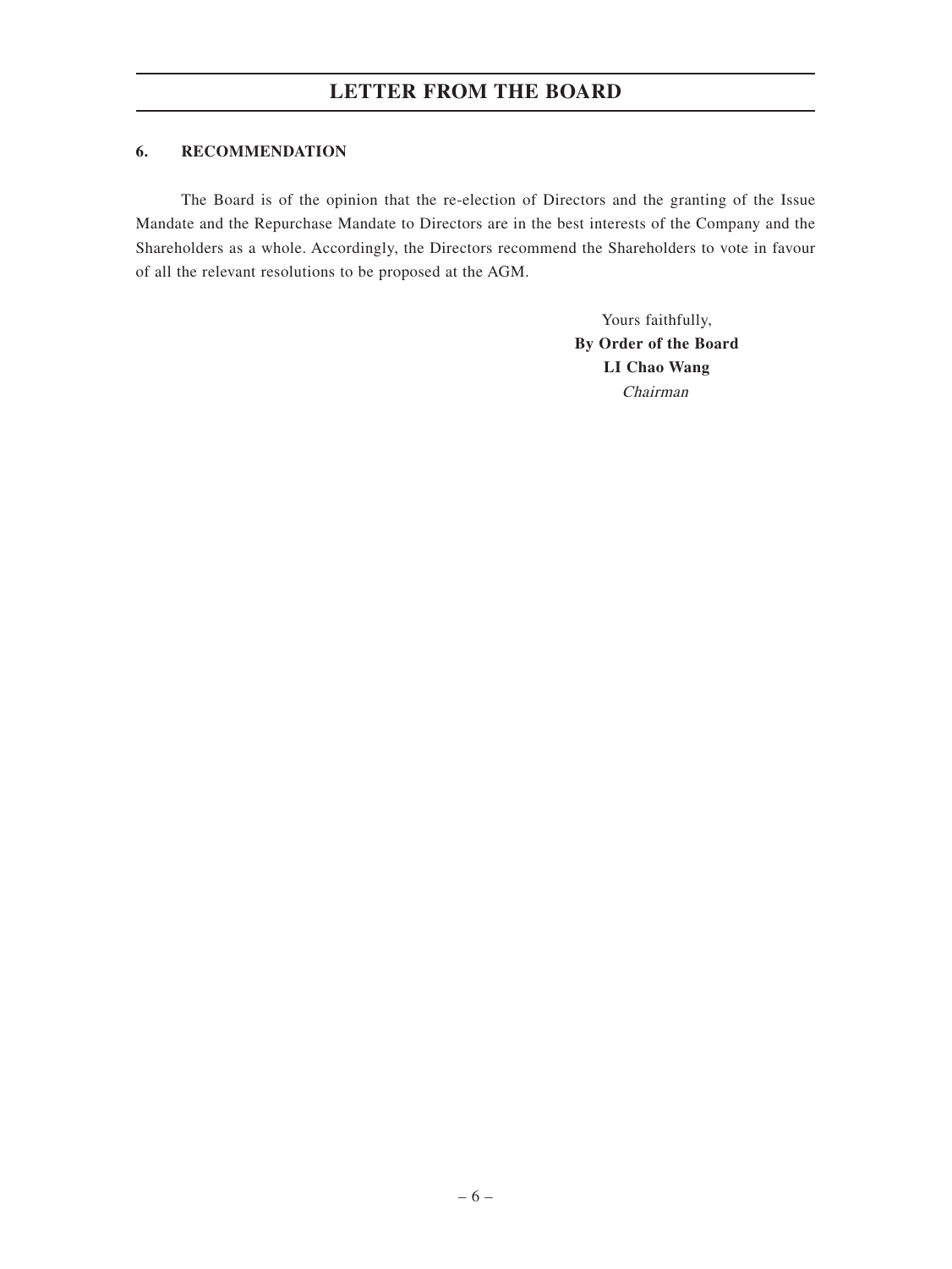# LETTER FROM THE BOARD

### 6. RECOMMENDATION

The Board is of the opinion that the re-election of Directors and the granting of the Issue Mandate and the Repurchase Mandate to Directors are in the best interests of the Company and the Shareholders as a whole. Accordingly, the Directors recommend the Shareholders to vote in favour of all the relevant resolutions to be proposed at the AGM.

Yours faithfully,
**By Order of the Board**
**LI Chao Wang**
*Chairman*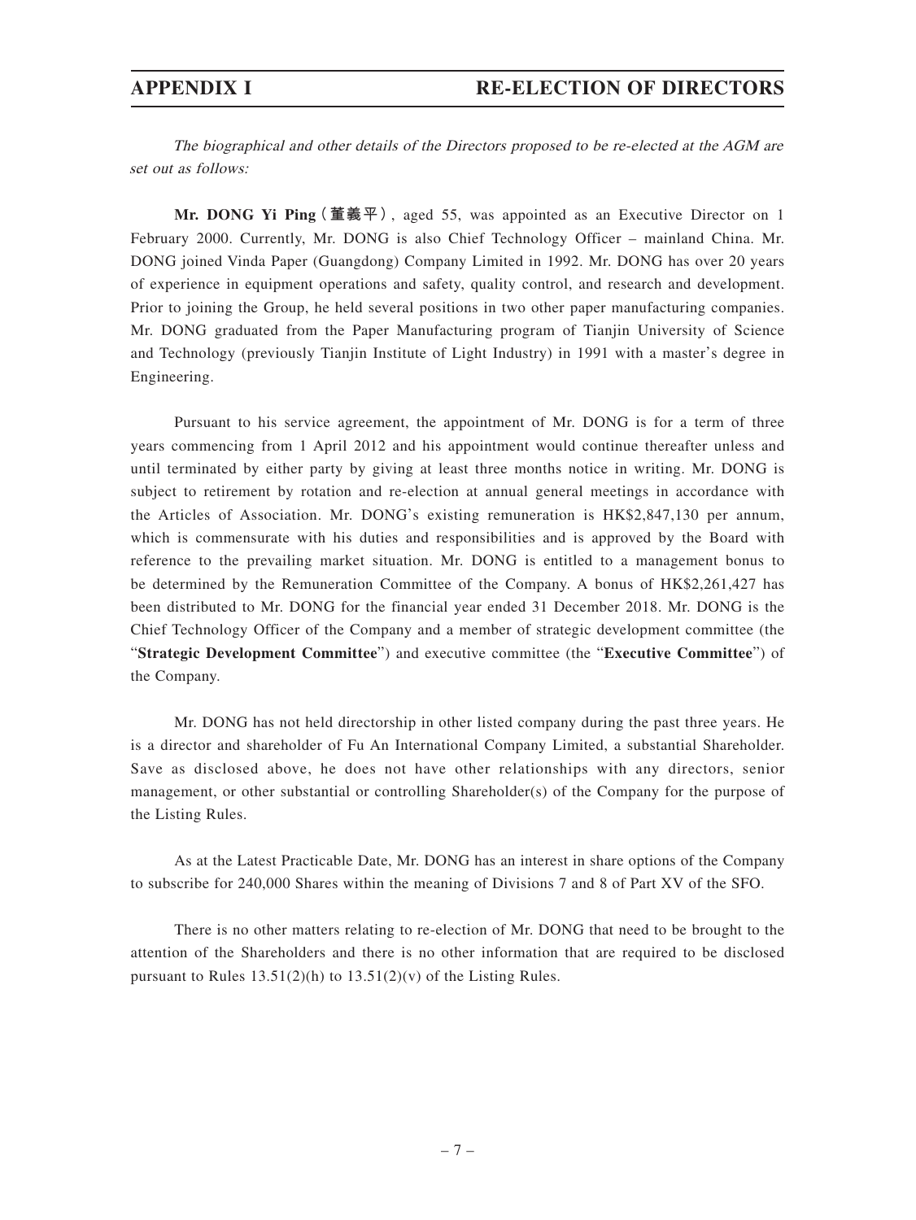# APPENDIX I RE-ELECTION OF DIRECTORS

*The biographical and other details of the Directors proposed to be re-elected at the AGM are set out as follows:*

**Mr. DONG Yi Ping（董義平）**, aged 55, was appointed as an Executive Director on 1 February 2000. Currently, Mr. DONG is also Chief Technology Officer – mainland China. Mr. DONG joined Vinda Paper (Guangdong) Company Limited in 1992. Mr. DONG has over 20 years of experience in equipment operations and safety, quality control, and research and development. Prior to joining the Group, he held several positions in two other paper manufacturing companies. Mr. DONG graduated from the Paper Manufacturing program of Tianjin University of Science and Technology (previously Tianjin Institute of Light Industry) in 1991 with a master's degree in Engineering.

Pursuant to his service agreement, the appointment of Mr. DONG is for a term of three years commencing from 1 April 2012 and his appointment would continue thereafter unless and until terminated by either party by giving at least three months notice in writing. Mr. DONG is subject to retirement by rotation and re-election at annual general meetings in accordance with the Articles of Association. Mr. DONG's existing remuneration is HK$2,847,130 per annum, which is commensurate with his duties and responsibilities and is approved by the Board with reference to the prevailing market situation. Mr. DONG is entitled to a management bonus to be determined by the Remuneration Committee of the Company. A bonus of HK$2,261,427 has been distributed to Mr. DONG for the financial year ended 31 December 2018. Mr. DONG is the Chief Technology Officer of the Company and a member of strategic development committee (the "**Strategic Development Committee**") and executive committee (the "**Executive Committee**") of the Company.

Mr. DONG has not held directorship in other listed company during the past three years. He is a director and shareholder of Fu An International Company Limited, a substantial Shareholder. Save as disclosed above, he does not have other relationships with any directors, senior management, or other substantial or controlling Shareholder(s) of the Company for the purpose of the Listing Rules.

As at the Latest Practicable Date, Mr. DONG has an interest in share options of the Company to subscribe for 240,000 Shares within the meaning of Divisions 7 and 8 of Part XV of the SFO.

There is no other matters relating to re-election of Mr. DONG that need to be brought to the attention of the Shareholders and there is no other information that are required to be disclosed pursuant to Rules 13.51(2)(h) to 13.51(2)(v) of the Listing Rules.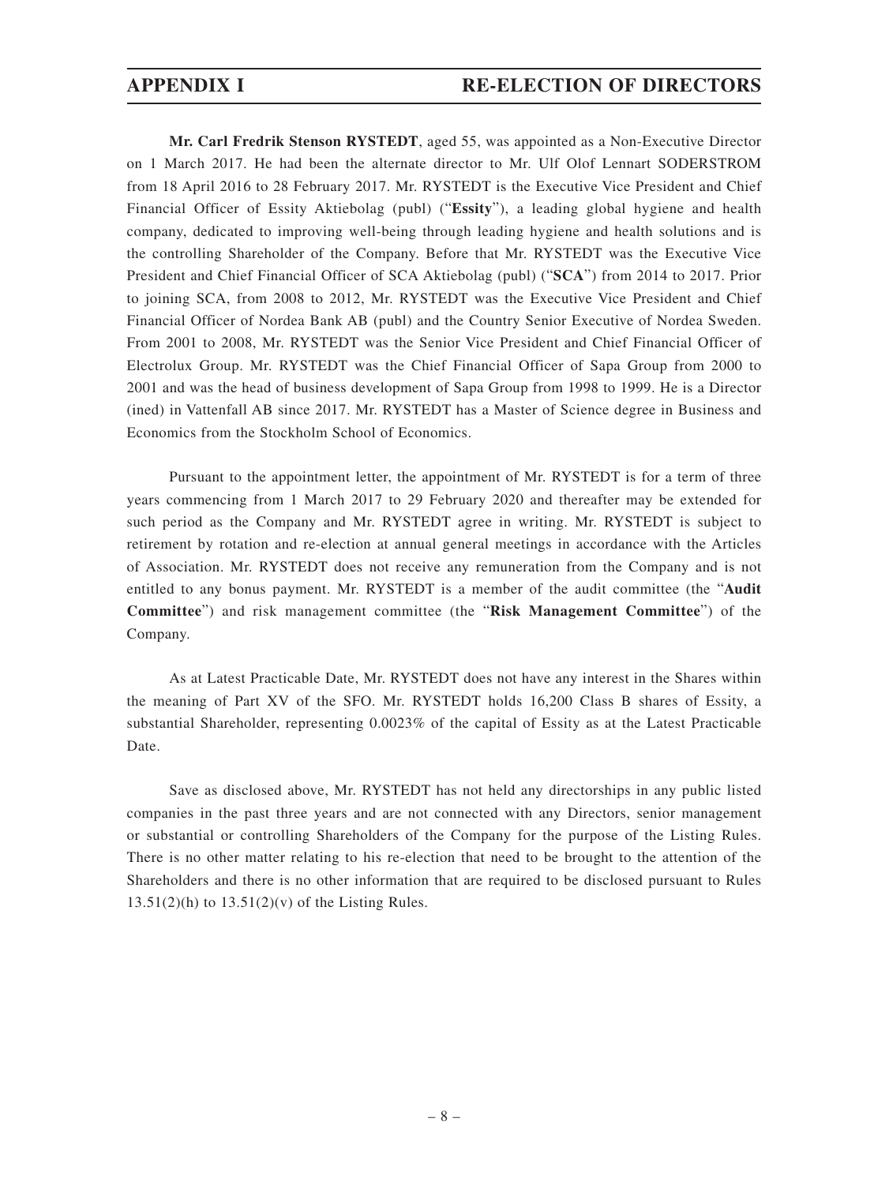**Mr. Carl Fredrik Stenson RYSTEDT**, aged 55, was appointed as a Non-Executive Director on 1 March 2017. He had been the alternate director to Mr. Ulf Olof Lennart SODERSTROM from 18 April 2016 to 28 February 2017. Mr. RYSTEDT is the Executive Vice President and Chief Financial Officer of Essity Aktiebolag (publ) ("**Essity**"), a leading global hygiene and health company, dedicated to improving well-being through leading hygiene and health solutions and is the controlling Shareholder of the Company. Before that Mr. RYSTEDT was the Executive Vice President and Chief Financial Officer of SCA Aktiebolag (publ) ("**SCA**") from 2014 to 2017. Prior to joining SCA, from 2008 to 2012, Mr. RYSTEDT was the Executive Vice President and Chief Financial Officer of Nordea Bank AB (publ) and the Country Senior Executive of Nordea Sweden. From 2001 to 2008, Mr. RYSTEDT was the Senior Vice President and Chief Financial Officer of Electrolux Group. Mr. RYSTEDT was the Chief Financial Officer of Sapa Group from 2000 to 2001 and was the head of business development of Sapa Group from 1998 to 1999. He is a Director (ined) in Vattenfall AB since 2017. Mr. RYSTEDT has a Master of Science degree in Business and Economics from the Stockholm School of Economics.

Pursuant to the appointment letter, the appointment of Mr. RYSTEDT is for a term of three years commencing from 1 March 2017 to 29 February 2020 and thereafter may be extended for such period as the Company and Mr. RYSTEDT agree in writing. Mr. RYSTEDT is subject to retirement by rotation and re-election at annual general meetings in accordance with the Articles of Association. Mr. RYSTEDT does not receive any remuneration from the Company and is not entitled to any bonus payment. Mr. RYSTEDT is a member of the audit committee (the "**Audit Committee**") and risk management committee (the "**Risk Management Committee**") of the Company.

As at Latest Practicable Date, Mr. RYSTEDT does not have any interest in the Shares within the meaning of Part XV of the SFO. Mr. RYSTEDT holds 16,200 Class B shares of Essity, a substantial Shareholder, representing 0.0023% of the capital of Essity as at the Latest Practicable Date.

Save as disclosed above, Mr. RYSTEDT has not held any directorships in any public listed companies in the past three years and are not connected with any Directors, senior management or substantial or controlling Shareholders of the Company for the purpose of the Listing Rules. There is no other matter relating to his re-election that need to be brought to the attention of the Shareholders and there is no other information that are required to be disclosed pursuant to Rules 13.51(2)(h) to 13.51(2)(v) of the Listing Rules.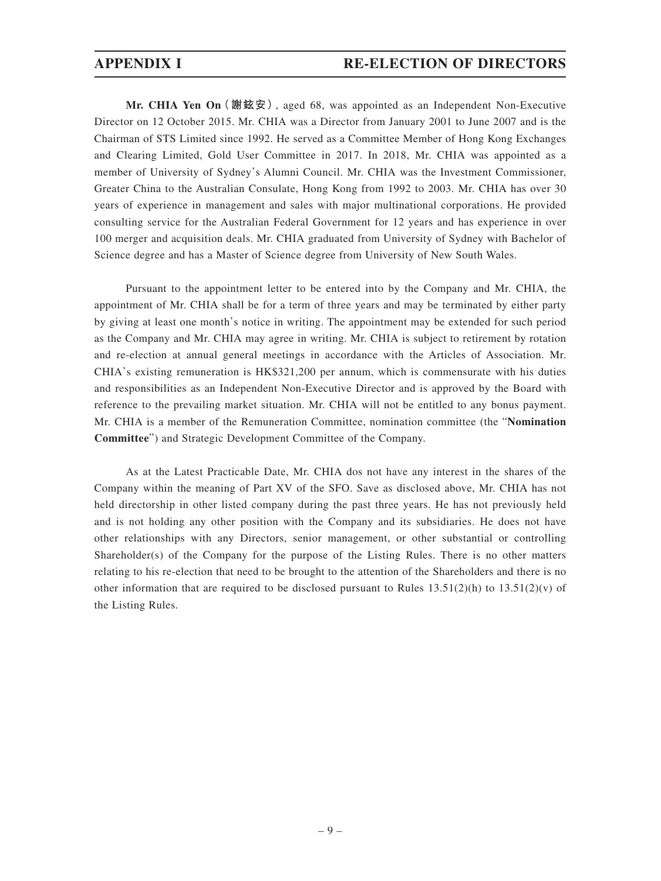**Mr. CHIA Yen On（謝鉉安）**, aged 68, was appointed as an Independent Non-Executive Director on 12 October 2015. Mr. CHIA was a Director from January 2001 to June 2007 and is the Chairman of STS Limited since 1992. He served as a Committee Member of Hong Kong Exchanges and Clearing Limited, Gold User Committee in 2017. In 2018, Mr. CHIA was appointed as a member of University of Sydney's Alumni Council. Mr. CHIA was the Investment Commissioner, Greater China to the Australian Consulate, Hong Kong from 1992 to 2003. Mr. CHIA has over 30 years of experience in management and sales with major multinational corporations. He provided consulting service for the Australian Federal Government for 12 years and has experience in over 100 merger and acquisition deals. Mr. CHIA graduated from University of Sydney with Bachelor of Science degree and has a Master of Science degree from University of New South Wales.

Pursuant to the appointment letter to be entered into by the Company and Mr. CHIA, the appointment of Mr. CHIA shall be for a term of three years and may be terminated by either party by giving at least one month's notice in writing. The appointment may be extended for such period as the Company and Mr. CHIA may agree in writing. Mr. CHIA is subject to retirement by rotation and re-election at annual general meetings in accordance with the Articles of Association. Mr. CHIA's existing remuneration is HK$321,200 per annum, which is commensurate with his duties and responsibilities as an Independent Non-Executive Director and is approved by the Board with reference to the prevailing market situation. Mr. CHIA will not be entitled to any bonus payment. Mr. CHIA is a member of the Remuneration Committee, nomination committee (the "**Nomination Committee**") and Strategic Development Committee of the Company.

As at the Latest Practicable Date, Mr. CHIA dos not have any interest in the shares of the Company within the meaning of Part XV of the SFO. Save as disclosed above, Mr. CHIA has not held directorship in other listed company during the past three years. He has not previously held and is not holding any other position with the Company and its subsidiaries. He does not have other relationships with any Directors, senior management, or other substantial or controlling Shareholder(s) of the Company for the purpose of the Listing Rules. There is no other matters relating to his re-election that need to be brought to the attention of the Shareholders and there is no other information that are required to be disclosed pursuant to Rules 13.51(2)(h) to 13.51(2)(v) of the Listing Rules.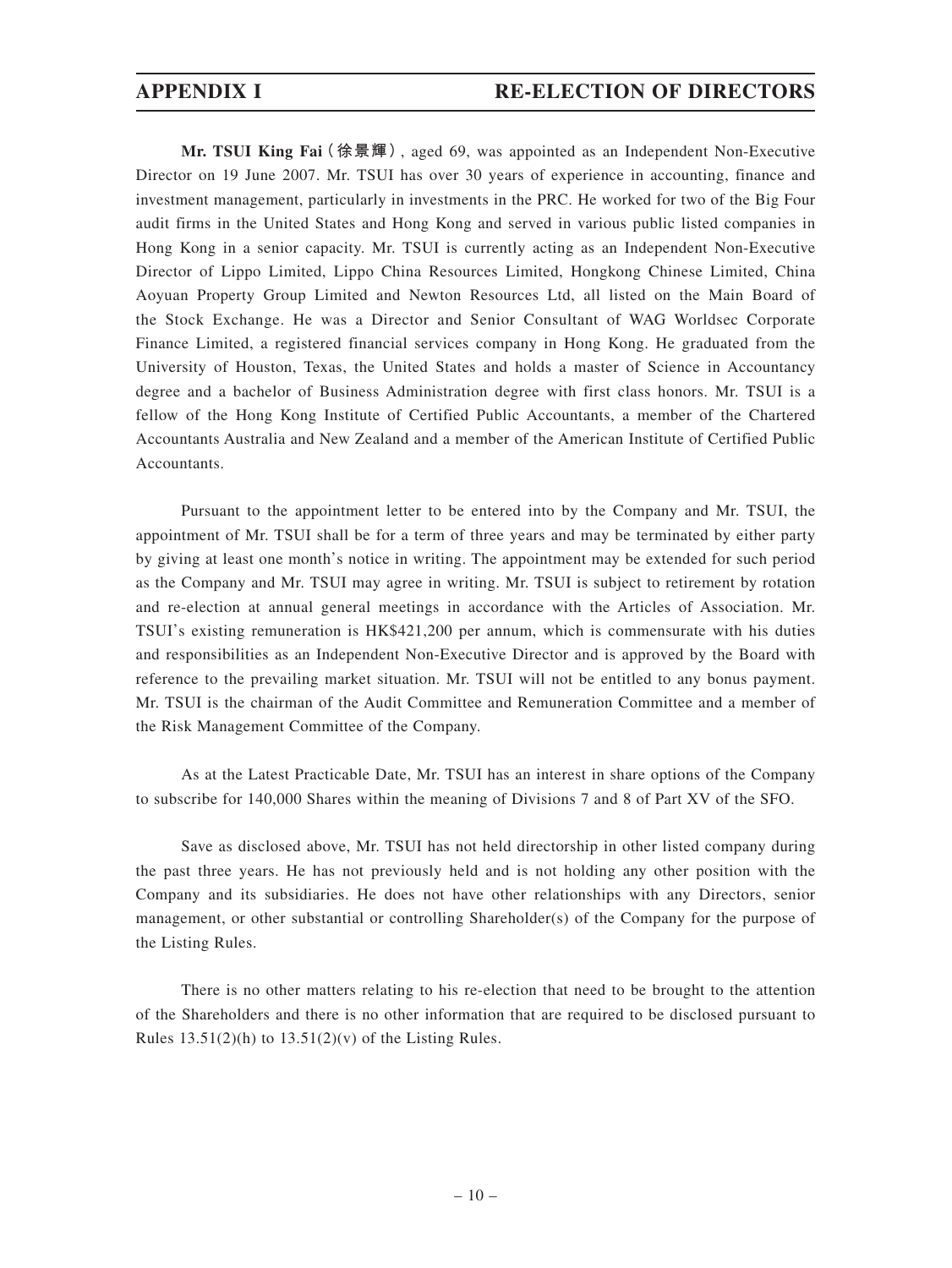**Mr. TSUI King Fai (徐景輝)**, aged 69, was appointed as an Independent Non-Executive Director on 19 June 2007. Mr. TSUI has over 30 years of experience in accounting, finance and investment management, particularly in investments in the PRC. He worked for two of the Big Four audit firms in the United States and Hong Kong and served in various public listed companies in Hong Kong in a senior capacity. Mr. TSUI is currently acting as an Independent Non-Executive Director of Lippo Limited, Lippo China Resources Limited, Hongkong Chinese Limited, China Aoyuan Property Group Limited and Newton Resources Ltd, all listed on the Main Board of the Stock Exchange. He was a Director and Senior Consultant of WAG Worldsec Corporate Finance Limited, a registered financial services company in Hong Kong. He graduated from the University of Houston, Texas, the United States and holds a master of Science in Accountancy degree and a bachelor of Business Administration degree with first class honors. Mr. TSUI is a fellow of the Hong Kong Institute of Certified Public Accountants, a member of the Chartered Accountants Australia and New Zealand and a member of the American Institute of Certified Public Accountants.

Pursuant to the appointment letter to be entered into by the Company and Mr. TSUI, the appointment of Mr. TSUI shall be for a term of three years and may be terminated by either party by giving at least one month's notice in writing. The appointment may be extended for such period as the Company and Mr. TSUI may agree in writing. Mr. TSUI is subject to retirement by rotation and re-election at annual general meetings in accordance with the Articles of Association. Mr. TSUI's existing remuneration is HK$421,200 per annum, which is commensurate with his duties and responsibilities as an Independent Non-Executive Director and is approved by the Board with reference to the prevailing market situation. Mr. TSUI will not be entitled to any bonus payment. Mr. TSUI is the chairman of the Audit Committee and Remuneration Committee and a member of the Risk Management Committee of the Company.

As at the Latest Practicable Date, Mr. TSUI has an interest in share options of the Company to subscribe for 140,000 Shares within the meaning of Divisions 7 and 8 of Part XV of the SFO.

Save as disclosed above, Mr. TSUI has not held directorship in other listed company during the past three years. He has not previously held and is not holding any other position with the Company and its subsidiaries. He does not have other relationships with any Directors, senior management, or other substantial or controlling Shareholder(s) of the Company for the purpose of the Listing Rules.

There is no other matters relating to his re-election that need to be brought to the attention of the Shareholders and there is no other information that are required to be disclosed pursuant to Rules 13.51(2)(h) to 13.51(2)(v) of the Listing Rules.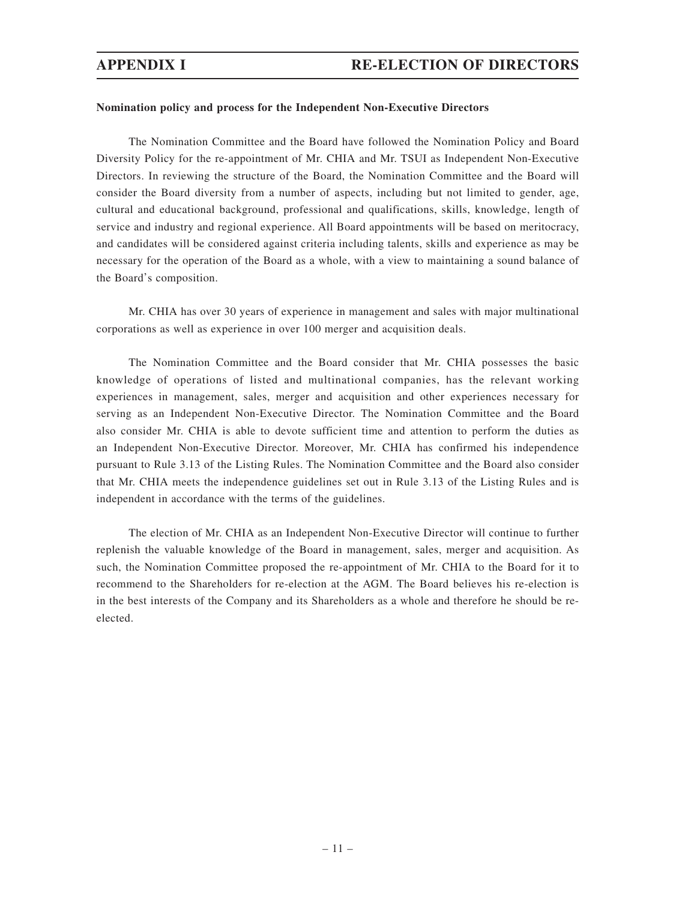**Nomination policy and process for the Independent Non-Executive Directors**

The Nomination Committee and the Board have followed the Nomination Policy and Board Diversity Policy for the re-appointment of Mr. CHIA and Mr. TSUI as Independent Non-Executive Directors. In reviewing the structure of the Board, the Nomination Committee and the Board will consider the Board diversity from a number of aspects, including but not limited to gender, age, cultural and educational background, professional and qualifications, skills, knowledge, length of service and industry and regional experience. All Board appointments will be based on meritocracy, and candidates will be considered against criteria including talents, skills and experience as may be necessary for the operation of the Board as a whole, with a view to maintaining a sound balance of the Board's composition.

Mr. CHIA has over 30 years of experience in management and sales with major multinational corporations as well as experience in over 100 merger and acquisition deals.

The Nomination Committee and the Board consider that Mr. CHIA possesses the basic knowledge of operations of listed and multinational companies, has the relevant working experiences in management, sales, merger and acquisition and other experiences necessary for serving as an Independent Non-Executive Director. The Nomination Committee and the Board also consider Mr. CHIA is able to devote sufficient time and attention to perform the duties as an Independent Non-Executive Director. Moreover, Mr. CHIA has confirmed his independence pursuant to Rule 3.13 of the Listing Rules. The Nomination Committee and the Board also consider that Mr. CHIA meets the independence guidelines set out in Rule 3.13 of the Listing Rules and is independent in accordance with the terms of the guidelines.

The election of Mr. CHIA as an Independent Non-Executive Director will continue to further replenish the valuable knowledge of the Board in management, sales, merger and acquisition. As such, the Nomination Committee proposed the re-appointment of Mr. CHIA to the Board for it to recommend to the Shareholders for re-election at the AGM. The Board believes his re-election is in the best interests of the Company and its Shareholders as a whole and therefore he should be re-elected.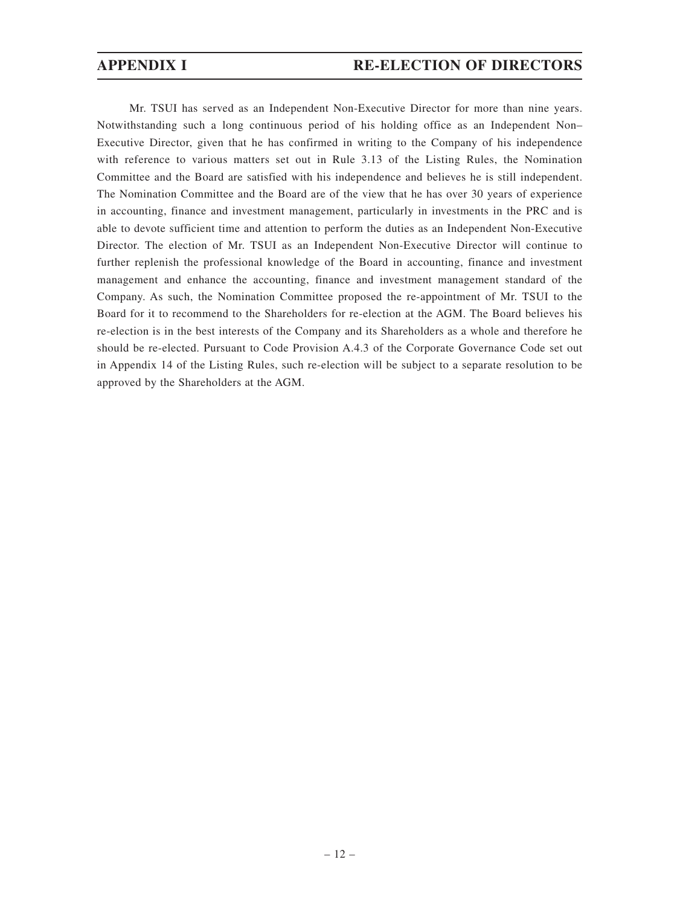Mr. TSUI has served as an Independent Non-Executive Director for more than nine years. Notwithstanding such a long continuous period of his holding office as an Independent Non–Executive Director, given that he has confirmed in writing to the Company of his independence with reference to various matters set out in Rule 3.13 of the Listing Rules, the Nomination Committee and the Board are satisfied with his independence and believes he is still independent. The Nomination Committee and the Board are of the view that he has over 30 years of experience in accounting, finance and investment management, particularly in investments in the PRC and is able to devote sufficient time and attention to perform the duties as an Independent Non-Executive Director. The election of Mr. TSUI as an Independent Non-Executive Director will continue to further replenish the professional knowledge of the Board in accounting, finance and investment management and enhance the accounting, finance and investment management standard of the Company. As such, the Nomination Committee proposed the re-appointment of Mr. TSUI to the Board for it to recommend to the Shareholders for re-election at the AGM. The Board believes his re-election is in the best interests of the Company and its Shareholders as a whole and therefore he should be re-elected. Pursuant to Code Provision A.4.3 of the Corporate Governance Code set out in Appendix 14 of the Listing Rules, such re-election will be subject to a separate resolution to be approved by the Shareholders at the AGM.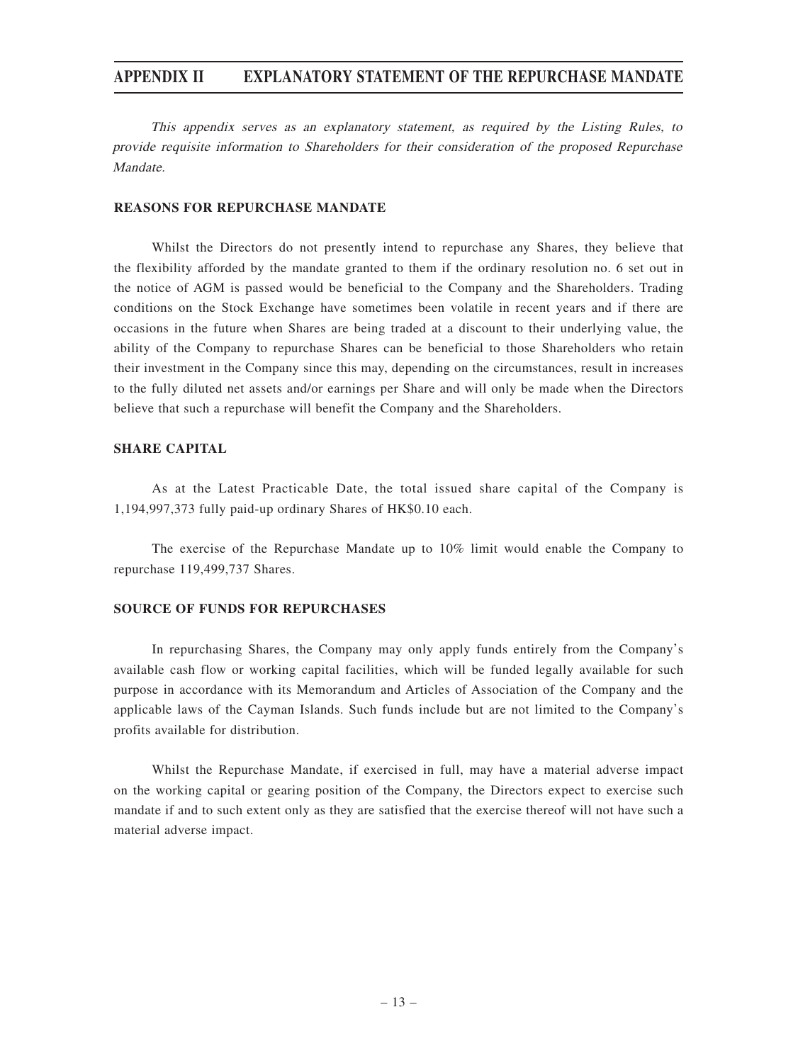# APPENDIX II EXPLANATORY STATEMENT OF THE REPURCHASE MANDATE

*This appendix serves as an explanatory statement, as required by the Listing Rules, to provide requisite information to Shareholders for their consideration of the proposed Repurchase Mandate.*

## REASONS FOR REPURCHASE MANDATE

Whilst the Directors do not presently intend to repurchase any Shares, they believe that the flexibility afforded by the mandate granted to them if the ordinary resolution no. 6 set out in the notice of AGM is passed would be beneficial to the Company and the Shareholders. Trading conditions on the Stock Exchange have sometimes been volatile in recent years and if there are occasions in the future when Shares are being traded at a discount to their underlying value, the ability of the Company to repurchase Shares can be beneficial to those Shareholders who retain their investment in the Company since this may, depending on the circumstances, result in increases to the fully diluted net assets and/or earnings per Share and will only be made when the Directors believe that such a repurchase will benefit the Company and the Shareholders.

## SHARE CAPITAL

As at the Latest Practicable Date, the total issued share capital of the Company is 1,194,997,373 fully paid-up ordinary Shares of HK$0.10 each.

The exercise of the Repurchase Mandate up to 10% limit would enable the Company to repurchase 119,499,737 Shares.

## SOURCE OF FUNDS FOR REPURCHASES

In repurchasing Shares, the Company may only apply funds entirely from the Company's available cash flow or working capital facilities, which will be funded legally available for such purpose in accordance with its Memorandum and Articles of Association of the Company and the applicable laws of the Cayman Islands. Such funds include but are not limited to the Company's profits available for distribution.

Whilst the Repurchase Mandate, if exercised in full, may have a material adverse impact on the working capital or gearing position of the Company, the Directors expect to exercise such mandate if and to such extent only as they are satisfied that the exercise thereof will not have such a material adverse impact.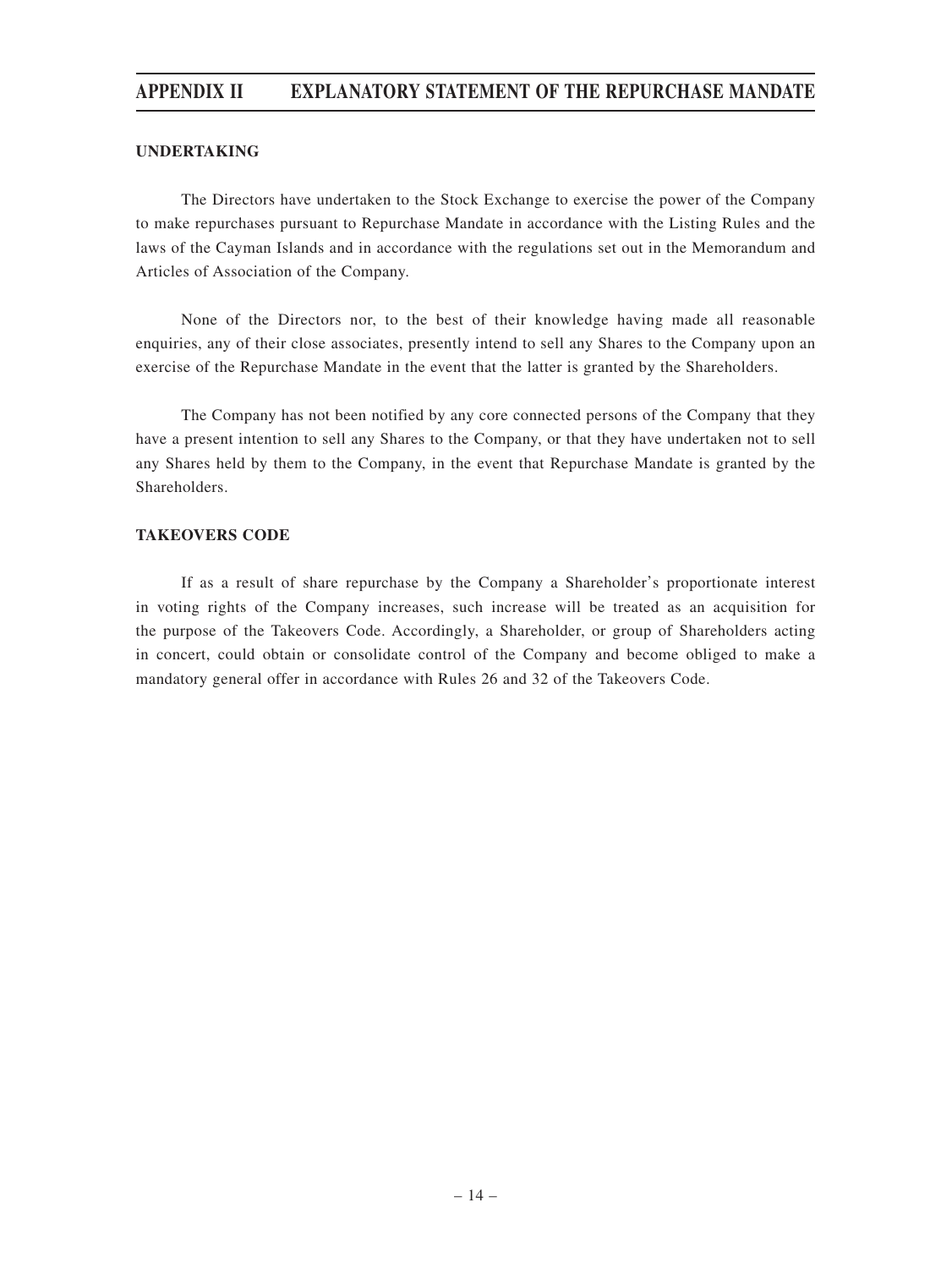**UNDERTAKING**

The Directors have undertaken to the Stock Exchange to exercise the power of the Company to make repurchases pursuant to Repurchase Mandate in accordance with the Listing Rules and the laws of the Cayman Islands and in accordance with the regulations set out in the Memorandum and Articles of Association of the Company.

None of the Directors nor, to the best of their knowledge having made all reasonable enquiries, any of their close associates, presently intend to sell any Shares to the Company upon an exercise of the Repurchase Mandate in the event that the latter is granted by the Shareholders.

The Company has not been notified by any core connected persons of the Company that they have a present intention to sell any Shares to the Company, or that they have undertaken not to sell any Shares held by them to the Company, in the event that Repurchase Mandate is granted by the Shareholders.

**TAKEOVERS CODE**

If as a result of share repurchase by the Company a Shareholder's proportionate interest in voting rights of the Company increases, such increase will be treated as an acquisition for the purpose of the Takeovers Code. Accordingly, a Shareholder, or group of Shareholders acting in concert, could obtain or consolidate control of the Company and become obliged to make a mandatory general offer in accordance with Rules 26 and 32 of the Takeovers Code.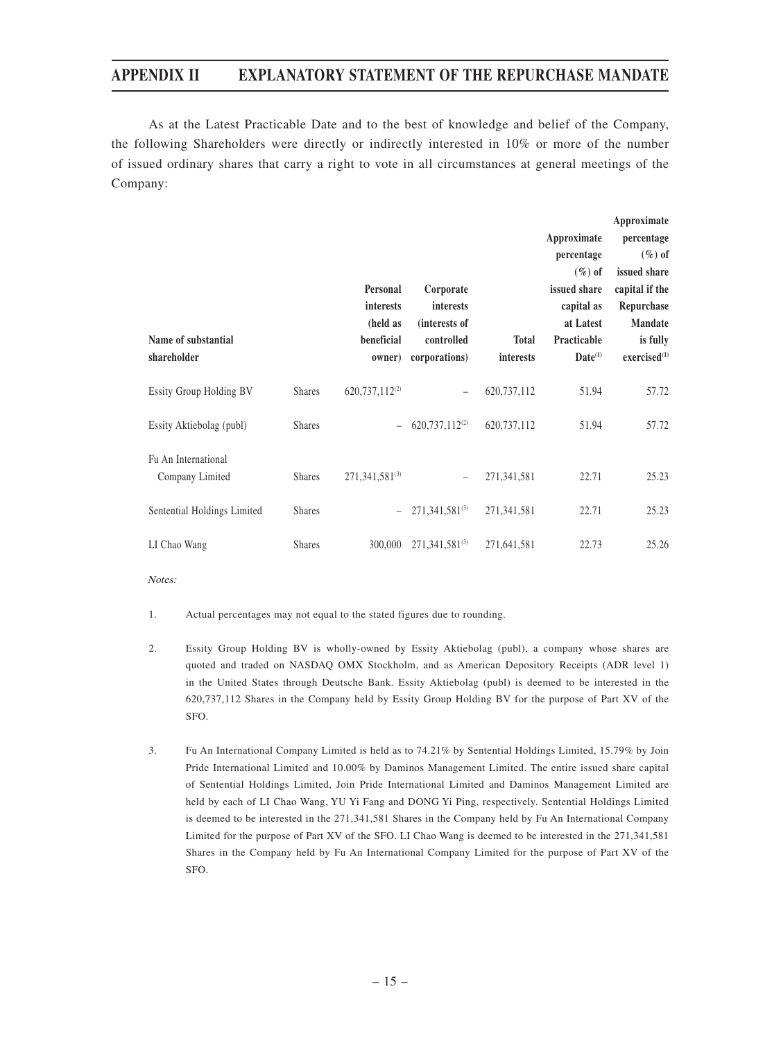As at the Latest Practicable Date and to the best of knowledge and belief of the Company, the following Shareholders were directly or indirectly interested in 10% or more of the number of issued ordinary shares that carry a right to vote in all circumstances at general meetings of the Company:

| Name of substantial shareholder | | Personal interests (held as beneficial owner) | Corporate interests (interests of controlled corporations) | Total interests | Approximate percentage (%) of issued share capital as at Latest Practicable Date[(1)] | Approximate percentage (%) of issued share capital if the Repurchase Mandate is fully exercised[(1)] |
|---|---|---|---|---|---|---|
| Essity Group Holding BV | Shares | 620,737,112[(2)] | – | 620,737,112 | 51.94 | 57.72 |
| Essity Aktiebolag (publ) | Shares | – | 620,737,112[(2)] | 620,737,112 | 51.94 | 57.72 |
| Fu An International Company Limited | Shares | 271,341,581[(3)] | – | 271,341,581 | 22.71 | 25.23 |
| Sentential Holdings Limited | Shares | – | 271,341,581[(3)] | 271,341,581 | 22.71 | 25.23 |
| LI Chao Wang | Shares | 300,000 | 271,341,581[(3)] | 271,641,581 | 22.73 | 25.26 |

*Notes:*

1. Actual percentages may not equal to the stated figures due to rounding.

2. Essity Group Holding BV is wholly-owned by Essity Aktiebolag (publ), a company whose shares are quoted and traded on NASDAQ OMX Stockholm, and as American Depository Receipts (ADR level 1) in the United States through Deutsche Bank. Essity Aktiebolag (publ) is deemed to be interested in the 620,737,112 Shares in the Company held by Essity Group Holding BV for the purpose of Part XV of the SFO.

3. Fu An International Company Limited is held as to 74.21% by Sentential Holdings Limited, 15.79% by Join Pride International Limited and 10.00% by Daminos Management Limited. The entire issued share capital of Sentential Holdings Limited, Join Pride International Limited and Daminos Management Limited are held by each of LI Chao Wang, YU Yi Fang and DONG Yi Ping, respectively. Sentential Holdings Limited is deemed to be interested in the 271,341,581 Shares in the Company held by Fu An International Company Limited for the purpose of Part XV of the SFO. LI Chao Wang is deemed to be interested in the 271,341,581 Shares in the Company held by Fu An International Company Limited for the purpose of Part XV of the SFO.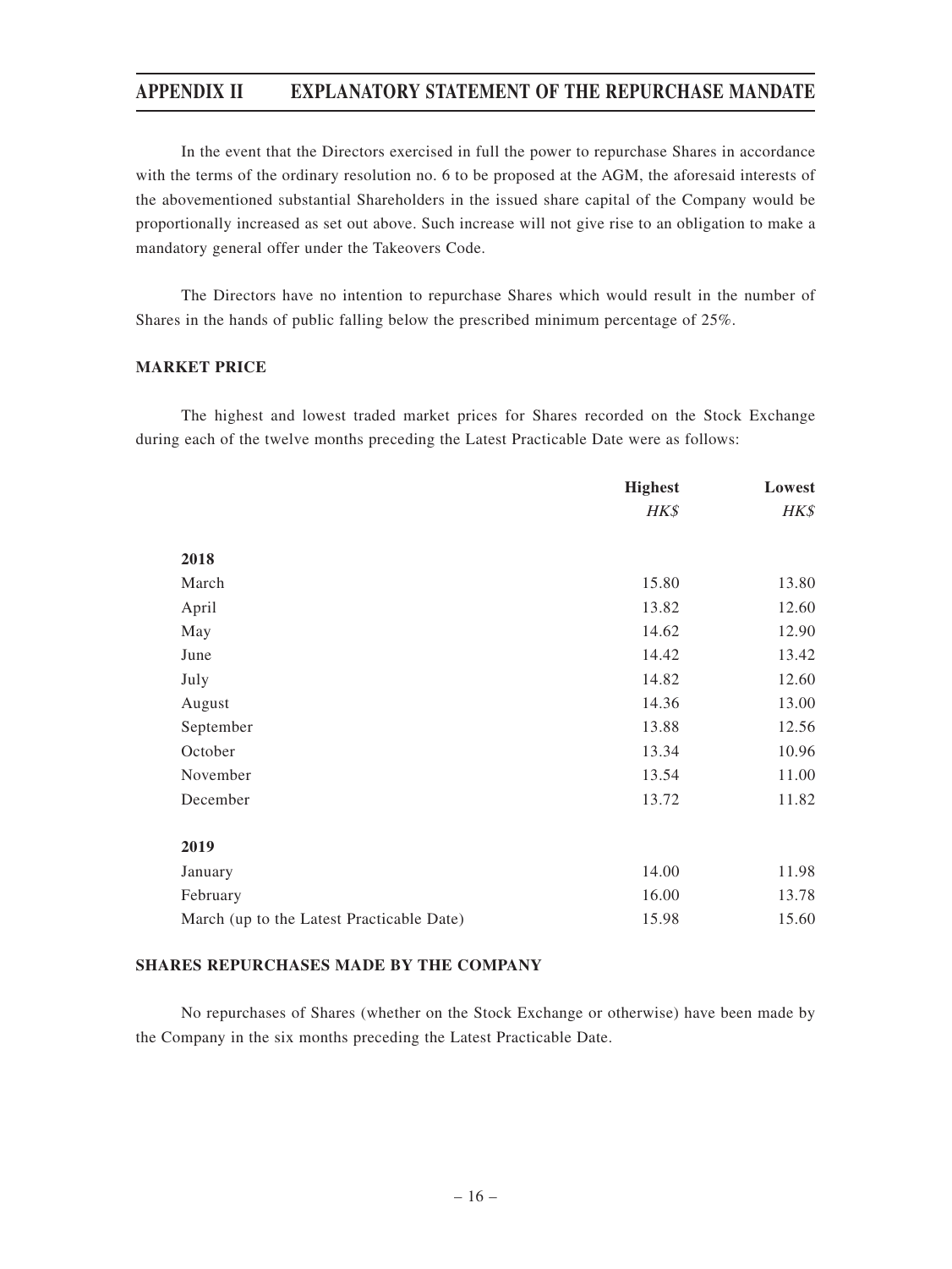In the event that the Directors exercised in full the power to repurchase Shares in accordance with the terms of the ordinary resolution no. 6 to be proposed at the AGM, the aforesaid interests of the abovementioned substantial Shareholders in the issued share capital of the Company would be proportionally increased as set out above. Such increase will not give rise to an obligation to make a mandatory general offer under the Takeovers Code.

The Directors have no intention to repurchase Shares which would result in the number of Shares in the hands of public falling below the prescribed minimum percentage of 25%.

## MARKET PRICE

The highest and lowest traded market prices for Shares recorded on the Stock Exchange during each of the twelve months preceding the Latest Practicable Date were as follows:

| | **Highest** | **Lowest** |
|---|---|---|
| | *HK$* | *HK$* |
| **2018** | | |
| March | 15.80 | 13.80 |
| April | 13.82 | 12.60 |
| May | 14.62 | 12.90 |
| June | 14.42 | 13.42 |
| July | 14.82 | 12.60 |
| August | 14.36 | 13.00 |
| September | 13.88 | 12.56 |
| October | 13.34 | 10.96 |
| November | 13.54 | 11.00 |
| December | 13.72 | 11.82 |
| **2019** | | |
| January | 14.00 | 11.98 |
| February | 16.00 | 13.78 |
| March (up to the Latest Practicable Date) | 15.98 | 15.60 |

## SHARES REPURCHASES MADE BY THE COMPANY

No repurchases of Shares (whether on the Stock Exchange or otherwise) have been made by the Company in the six months preceding the Latest Practicable Date.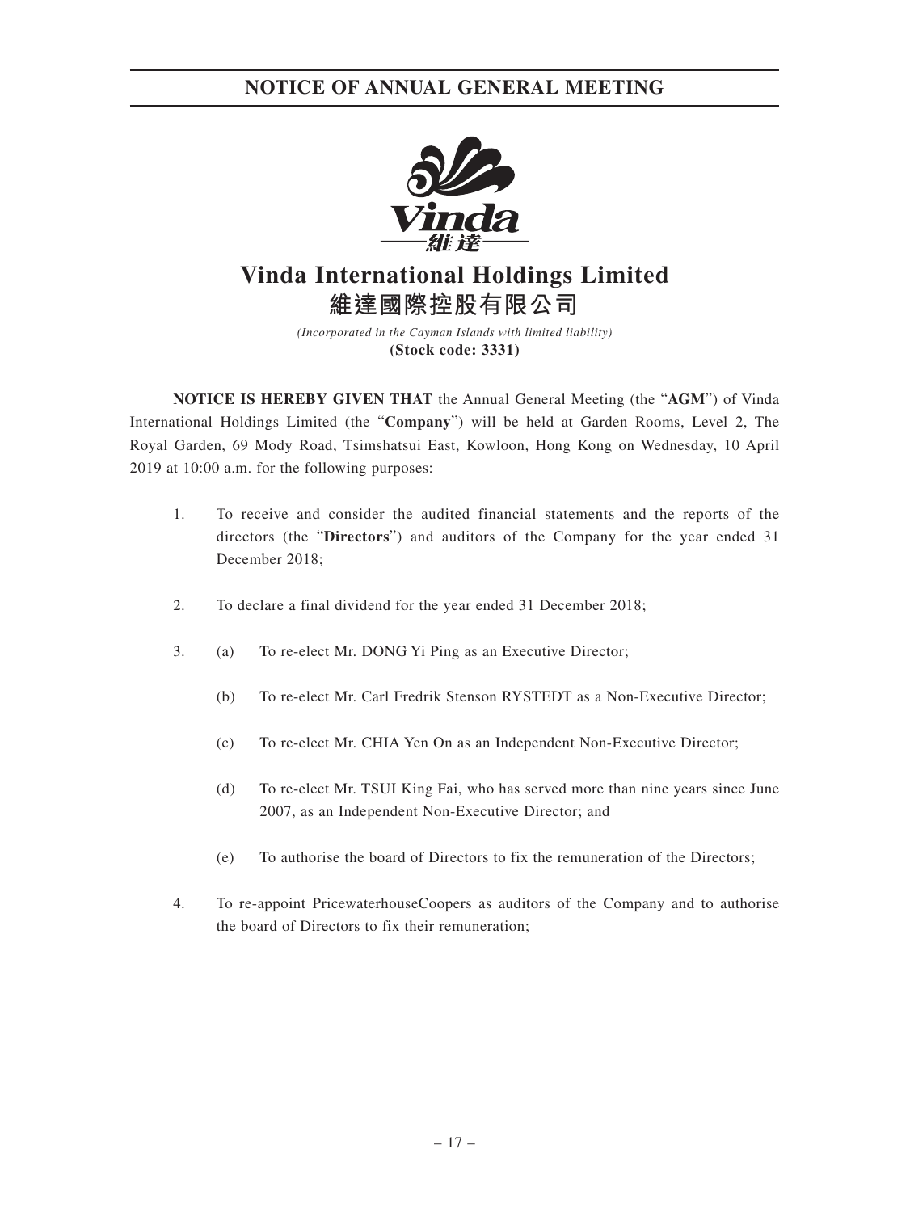# NOTICE OF ANNUAL GENERAL MEETING

# Vinda International Holdings Limited
# 維達國際控股有限公司

*(Incorporated in the Cayman Islands with limited liability)*
**(Stock code: 3331)**

**NOTICE IS HEREBY GIVEN THAT** the Annual General Meeting (the "**AGM**") of Vinda International Holdings Limited (the "**Company**") will be held at Garden Rooms, Level 2, The Royal Garden, 69 Mody Road, Tsimshatsui East, Kowloon, Hong Kong on Wednesday, 10 April 2019 at 10:00 a.m. for the following purposes:

1. To receive and consider the audited financial statements and the reports of the directors (the "**Directors**") and auditors of the Company for the year ended 31 December 2018;

2. To declare a final dividend for the year ended 31 December 2018;

3. (a) To re-elect Mr. DONG Yi Ping as an Executive Director;

   (b) To re-elect Mr. Carl Fredrik Stenson RYSTEDT as a Non-Executive Director;

   (c) To re-elect Mr. CHIA Yen On as an Independent Non-Executive Director;

   (d) To re-elect Mr. TSUI King Fai, who has served more than nine years since June 2007, as an Independent Non-Executive Director; and

   (e) To authorise the board of Directors to fix the remuneration of the Directors;

4. To re-appoint PricewaterhouseCoopers as auditors of the Company and to authorise the board of Directors to fix their remuneration;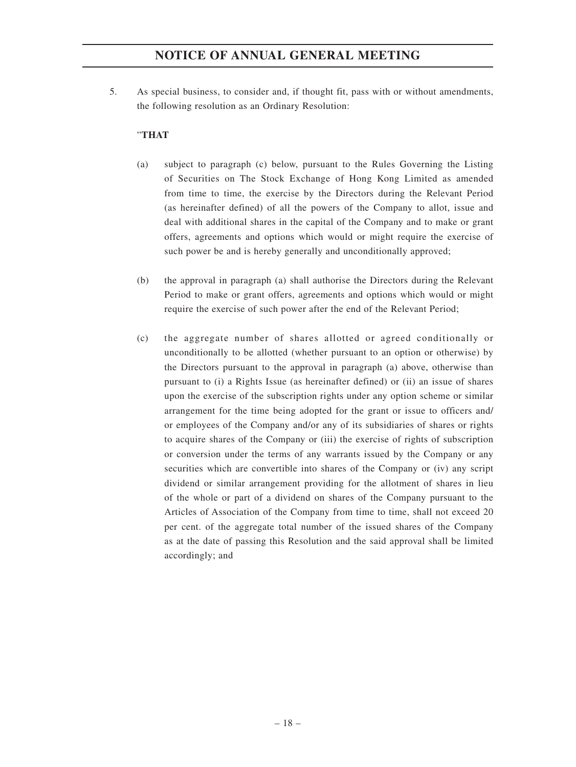5. As special business, to consider and, if thought fit, pass with or without amendments, the following resolution as an Ordinary Resolution:

"**THAT**

(a) subject to paragraph (c) below, pursuant to the Rules Governing the Listing of Securities on The Stock Exchange of Hong Kong Limited as amended from time to time, the exercise by the Directors during the Relevant Period (as hereinafter defined) of all the powers of the Company to allot, issue and deal with additional shares in the capital of the Company and to make or grant offers, agreements and options which would or might require the exercise of such power be and is hereby generally and unconditionally approved;

(b) the approval in paragraph (a) shall authorise the Directors during the Relevant Period to make or grant offers, agreements and options which would or might require the exercise of such power after the end of the Relevant Period;

(c) the aggregate number of shares allotted or agreed conditionally or unconditionally to be allotted (whether pursuant to an option or otherwise) by the Directors pursuant to the approval in paragraph (a) above, otherwise than pursuant to (i) a Rights Issue (as hereinafter defined) or (ii) an issue of shares upon the exercise of the subscription rights under any option scheme or similar arrangement for the time being adopted for the grant or issue to officers and/or employees of the Company and/or any of its subsidiaries of shares or rights to acquire shares of the Company or (iii) the exercise of rights of subscription or conversion under the terms of any warrants issued by the Company or any securities which are convertible into shares of the Company or (iv) any script dividend or similar arrangement providing for the allotment of shares in lieu of the whole or part of a dividend on shares of the Company pursuant to the Articles of Association of the Company from time to time, shall not exceed 20 per cent. of the aggregate total number of the issued shares of the Company as at the date of passing this Resolution and the said approval shall be limited accordingly; and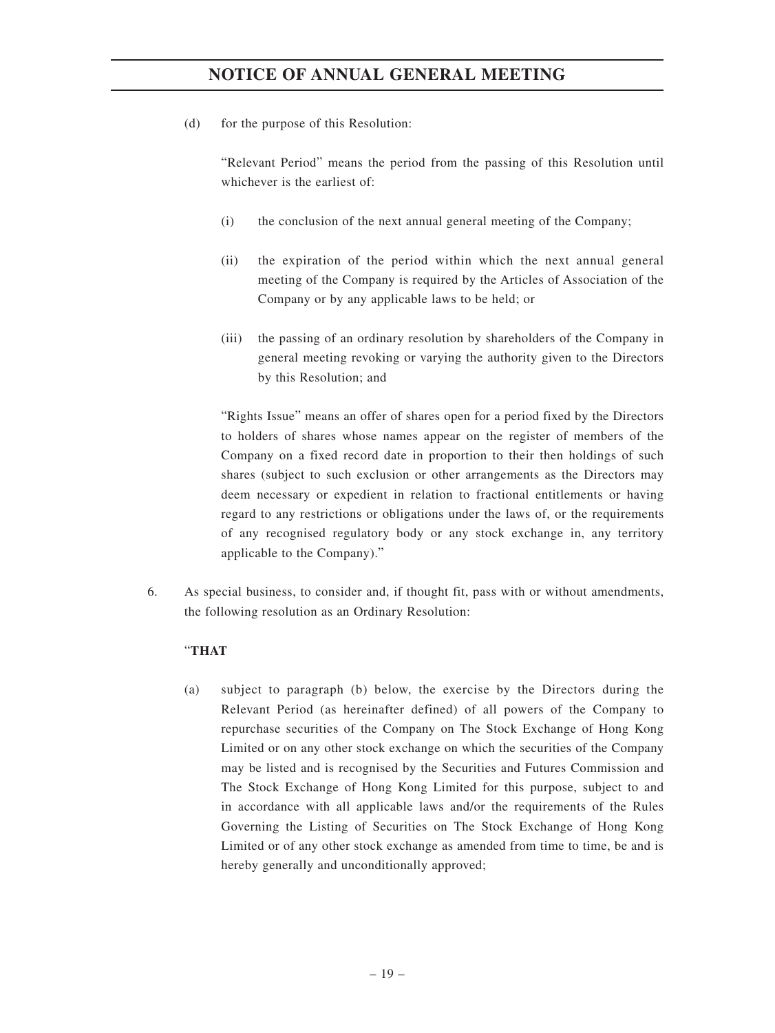(d) for the purpose of this Resolution:

"Relevant Period" means the period from the passing of this Resolution until whichever is the earliest of:

(i) the conclusion of the next annual general meeting of the Company;

(ii) the expiration of the period within which the next annual general meeting of the Company is required by the Articles of Association of the Company or by any applicable laws to be held; or

(iii) the passing of an ordinary resolution by shareholders of the Company in general meeting revoking or varying the authority given to the Directors by this Resolution; and

"Rights Issue" means an offer of shares open for a period fixed by the Directors to holders of shares whose names appear on the register of members of the Company on a fixed record date in proportion to their then holdings of such shares (subject to such exclusion or other arrangements as the Directors may deem necessary or expedient in relation to fractional entitlements or having regard to any restrictions or obligations under the laws of, or the requirements of any recognised regulatory body or any stock exchange in, any territory applicable to the Company)."

6. As special business, to consider and, if thought fit, pass with or without amendments, the following resolution as an Ordinary Resolution:

"**THAT**

(a) subject to paragraph (b) below, the exercise by the Directors during the Relevant Period (as hereinafter defined) of all powers of the Company to repurchase securities of the Company on The Stock Exchange of Hong Kong Limited or on any other stock exchange on which the securities of the Company may be listed and is recognised by the Securities and Futures Commission and The Stock Exchange of Hong Kong Limited for this purpose, subject to and in accordance with all applicable laws and/or the requirements of the Rules Governing the Listing of Securities on The Stock Exchange of Hong Kong Limited or of any other stock exchange as amended from time to time, be and is hereby generally and unconditionally approved;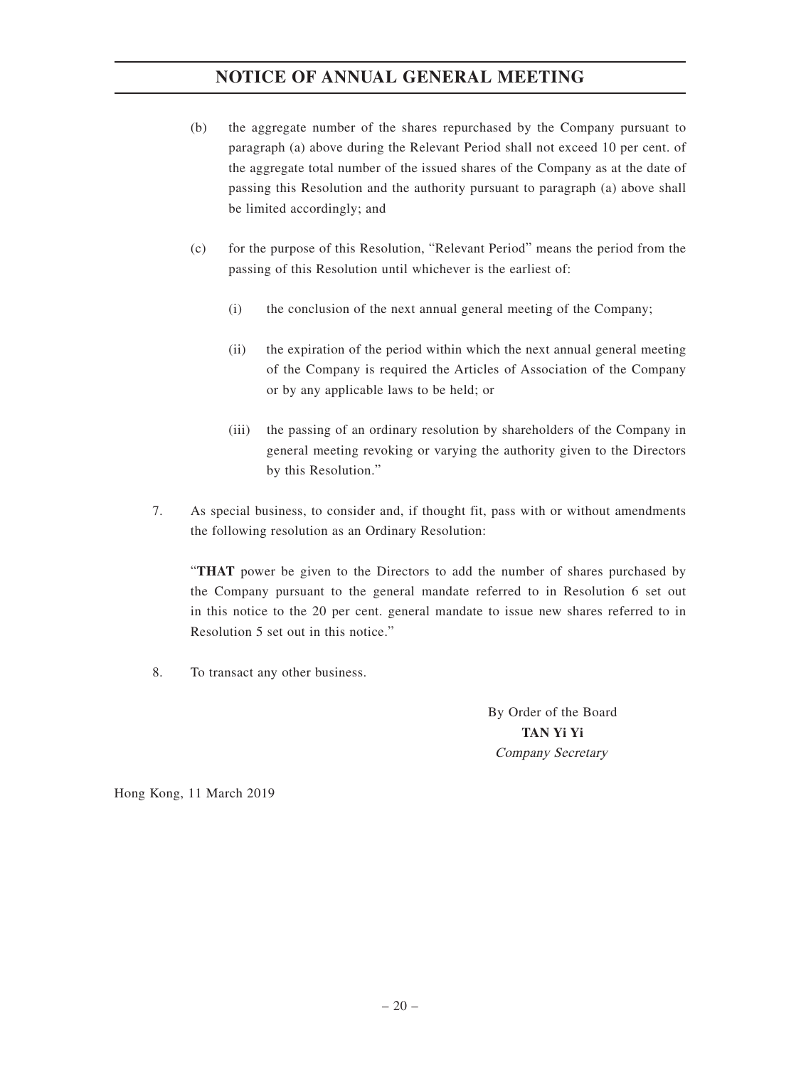# NOTICE OF ANNUAL GENERAL MEETING

(b) the aggregate number of the shares repurchased by the Company pursuant to paragraph (a) above during the Relevant Period shall not exceed 10 per cent. of the aggregate total number of the issued shares of the Company as at the date of passing this Resolution and the authority pursuant to paragraph (a) above shall be limited accordingly; and

(c) for the purpose of this Resolution, "Relevant Period" means the period from the passing of this Resolution until whichever is the earliest of:

(i) the conclusion of the next annual general meeting of the Company;

(ii) the expiration of the period within which the next annual general meeting of the Company is required the Articles of Association of the Company or by any applicable laws to be held; or

(iii) the passing of an ordinary resolution by shareholders of the Company in general meeting revoking or varying the authority given to the Directors by this Resolution."

7. As special business, to consider and, if thought fit, pass with or without amendments the following resolution as an Ordinary Resolution:

"**THAT** power be given to the Directors to add the number of shares purchased by the Company pursuant to the general mandate referred to in Resolution 6 set out in this notice to the 20 per cent. general mandate to issue new shares referred to in Resolution 5 set out in this notice."

8. To transact any other business.

By Order of the Board
**TAN Yi Yi**
*Company Secretary*

Hong Kong, 11 March 2019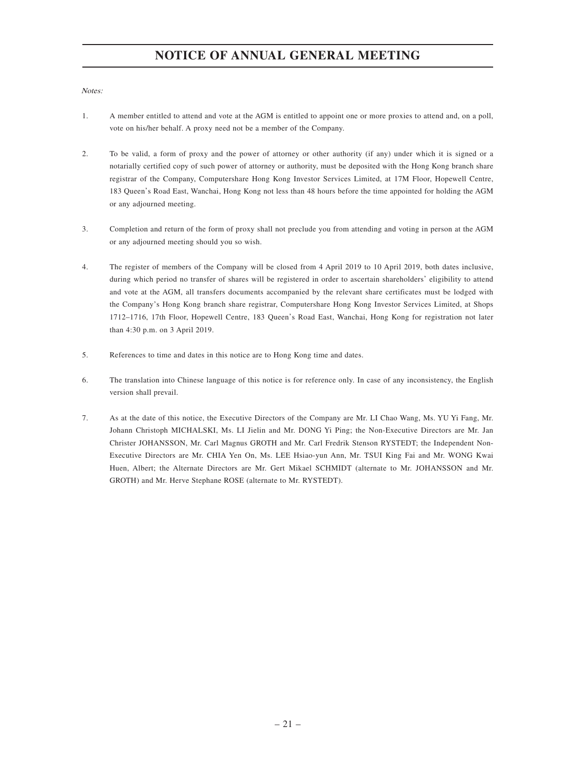# NOTICE OF ANNUAL GENERAL MEETING

*Notes:*

1. A member entitled to attend and vote at the AGM is entitled to appoint one or more proxies to attend and, on a poll, vote on his/her behalf. A proxy need not be a member of the Company.

2. To be valid, a form of proxy and the power of attorney or other authority (if any) under which it is signed or a notarially certified copy of such power of attorney or authority, must be deposited with the Hong Kong branch share registrar of the Company, Computershare Hong Kong Investor Services Limited, at 17M Floor, Hopewell Centre, 183 Queen's Road East, Wanchai, Hong Kong not less than 48 hours before the time appointed for holding the AGM or any adjourned meeting.

3. Completion and return of the form of proxy shall not preclude you from attending and voting in person at the AGM or any adjourned meeting should you so wish.

4. The register of members of the Company will be closed from 4 April 2019 to 10 April 2019, both dates inclusive, during which period no transfer of shares will be registered in order to ascertain shareholders' eligibility to attend and vote at the AGM, all transfers documents accompanied by the relevant share certificates must be lodged with the Company's Hong Kong branch share registrar, Computershare Hong Kong Investor Services Limited, at Shops 1712–1716, 17th Floor, Hopewell Centre, 183 Queen's Road East, Wanchai, Hong Kong for registration not later than 4:30 p.m. on 3 April 2019.

5. References to time and dates in this notice are to Hong Kong time and dates.

6. The translation into Chinese language of this notice is for reference only. In case of any inconsistency, the English version shall prevail.

7. As at the date of this notice, the Executive Directors of the Company are Mr. LI Chao Wang, Ms. YU Yi Fang, Mr. Johann Christoph MICHALSKI, Ms. LI Jielin and Mr. DONG Yi Ping; the Non-Executive Directors are Mr. Jan Christer JOHANSSON, Mr. Carl Magnus GROTH and Mr. Carl Fredrik Stenson RYSTEDT; the Independent Non-Executive Directors are Mr. CHIA Yen On, Ms. LEE Hsiao-yun Ann, Mr. TSUI King Fai and Mr. WONG Kwai Huen, Albert; the Alternate Directors are Mr. Gert Mikael SCHMIDT (alternate to Mr. JOHANSSON and Mr. GROTH) and Mr. Herve Stephane ROSE (alternate to Mr. RYSTEDT).